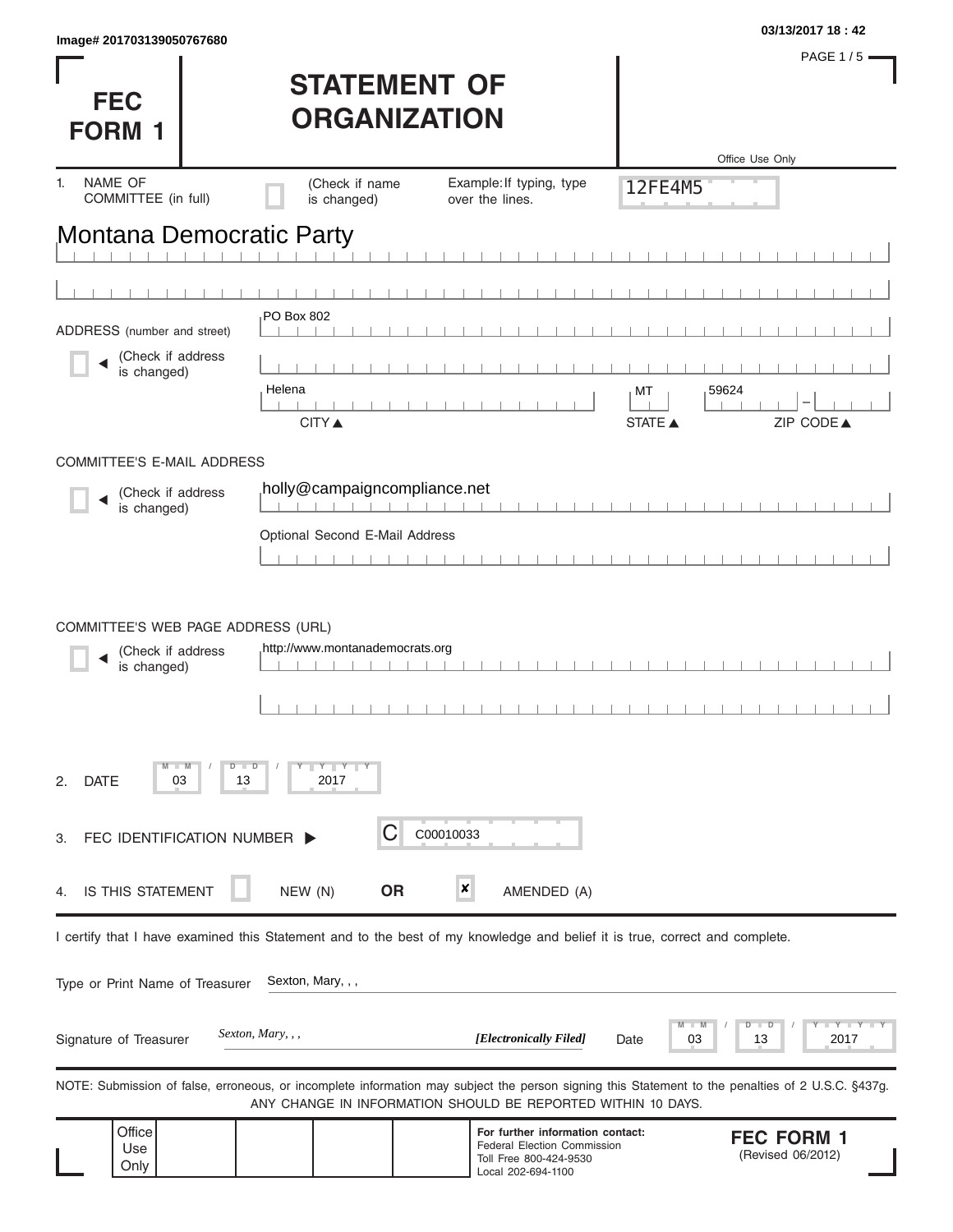Image# 201703139050767680

03/13/2017 18 : 42

# FEC FORM 1

# STATEMENT OF ORGANIZATION

Office Use Only

12FE4M5

1. NAME OF COMMITTEE (in full) (Check if name is changed) Example: If typing, type over the lines.

Montana Democratic Party

ADDRESS (number and street) (Check if address is changed)

PO Box 802

Helena — MT — 59624

CITY ▲ STATE ▲ ZIP CODE ▲

COMMITTEE'S E-MAIL ADDRESS

(Check if address is changed)

holly@campaigncompliance.net

Optional Second E-Mail Address

COMMITTEE'S WEB PAGE ADDRESS (URL)

(Check if address is changed)

http://www.montanademocrats.org

2. DATE 03 / 13 / 2017

3. FEC IDENTIFICATION NUMBER ▶ C C00010033

4. IS THIS STATEMENT ☐ NEW (N) **OR** ☒ AMENDED (A)

I certify that I have examined this Statement and to the best of my knowledge and belief it is true, correct and complete.

Type or Print Name of Treasurer Sexton, Mary, , ,

Signature of Treasurer *Sexton, Mary, , ,* ***[Electronically Filed]*** Date 03 / 13 / 2017

NOTE: Submission of false, erroneous, or incomplete information may subject the person signing this Statement to the penalties of 2 U.S.C. §437g.
ANY CHANGE IN INFORMATION SHOULD BE REPORTED WITHIN 10 DAYS.

Office Use Only

**For further information contact:**
Federal Election Commission
Toll Free 800-424-9530
Local 202-694-1100

**FEC FORM 1**
(Revised 06/2012)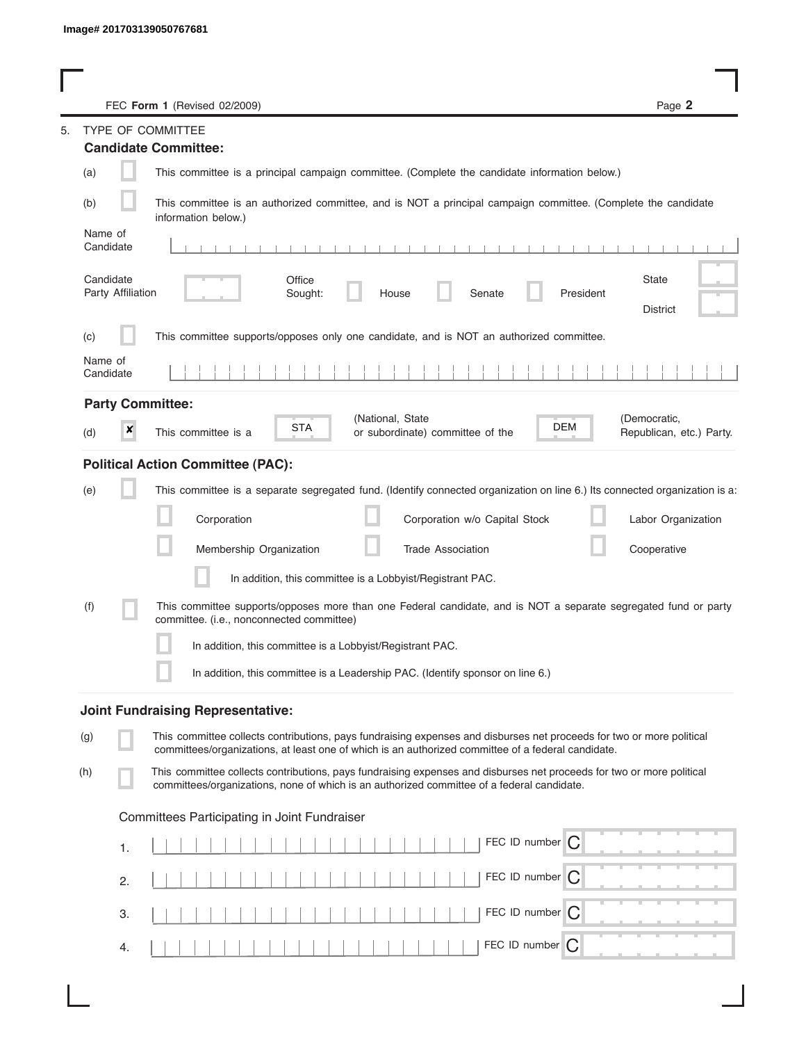Image# 201703139050767681

FEC **Form 1** (Revised 02/2009)

5. TYPE OF COMMITTEE

**Candidate Committee:**

(a) ☐ This committee is a principal campaign committee. (Complete the candidate information below.)

(b) ☐ This committee is an authorized committee, and is NOT a principal campaign committee. (Complete the candidate information below.)

Name of Candidate

Candidate Party Affiliation

Office Sought: ☐ House ☐ Senate ☐ President

State

District

(c) ☐ This committee supports/opposes only one candidate, and is NOT an authorized committee.

Name of Candidate

**Party Committee:**

(d) ☒ This committee is a STA (National, State or subordinate) committee of the DEM (Democratic, Republican, etc.) Party.

**Political Action Committee (PAC):**

(e) ☐ This committee is a separate segregated fund. (Identify connected organization on line 6.) Its connected organization is a:

☐ Corporation ☐ Corporation w/o Capital Stock ☐ Labor Organization

☐ Membership Organization ☐ Trade Association ☐ Cooperative

☐ In addition, this committee is a Lobbyist/Registrant PAC.

(f) ☐ This committee supports/opposes more than one Federal candidate, and is NOT a separate segregated fund or party committee. (i.e., nonconnected committee)

☐ In addition, this committee is a Lobbyist/Registrant PAC.

☐ In addition, this committee is a Leadership PAC. (Identify sponsor on line 6.)

**Joint Fundraising Representative:**

(g) ☐ This committee collects contributions, pays fundraising expenses and disburses net proceeds for two or more political committees/organizations, at least one of which is an authorized committee of a federal candidate.

(h) ☐ This committee collects contributions, pays fundraising expenses and disburses net proceeds for two or more political committees/organizations, none of which is an authorized committee of a federal candidate.

Committees Participating in Joint Fundraiser

1. FEC ID number C

2. FEC ID number C

3. FEC ID number C

4. FEC ID number C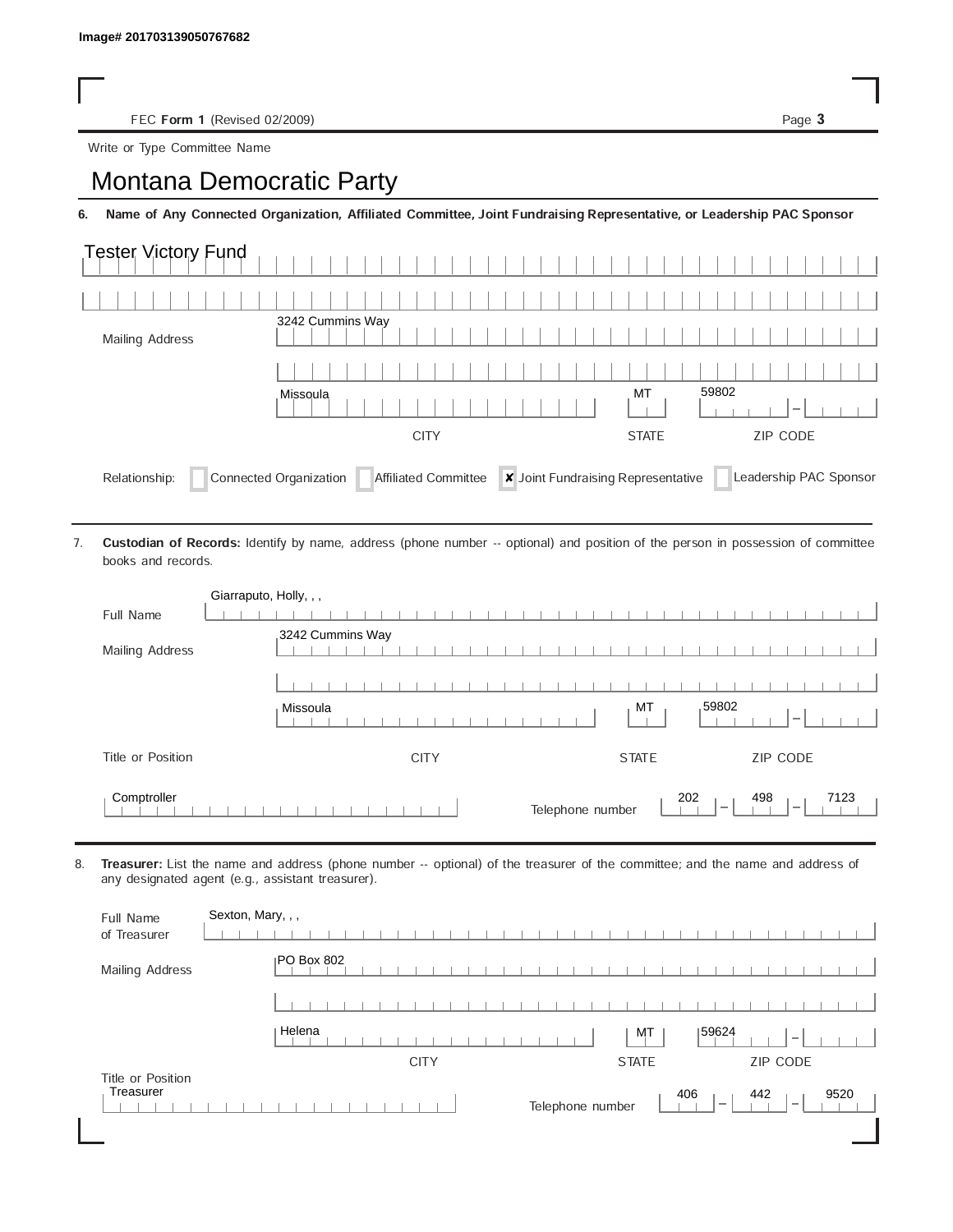Image# 201703139050767682

FEC **Form 1** (Revised 02/2009)

Write or Type Committee Name

# Montana Democratic Party

**6. Name of Any Connected Organization, Affiliated Committee, Joint Fundraising Representative, or Leadership PAC Sponsor**

Tester Victory Fund

Mailing Address: 3242 Cummins Way

| CITY | STATE | ZIP CODE |
|---|---|---|
| Missoula | MT | 59802 |

Relationship: ☐ Connected Organization ☐ Affiliated Committee ☒ Joint Fundraising Representative ☐ Leadership PAC Sponsor

7. **Custodian of Records:** Identify by name, address (phone number -- optional) and position of the person in possession of committee books and records.

Full Name: Giarraputo, Holly, , ,

Mailing Address: 3242 Cummins Way

| CITY | STATE | ZIP CODE |
|---|---|---|
| Missoula | MT | 59802 |

Title or Position: Comptroller

Telephone number: 202 – 498 – 7123

8. **Treasurer:** List the name and address (phone number -- optional) of the treasurer of the committee; and the name and address of any designated agent (e.g., assistant treasurer).

Full Name of Treasurer: Sexton, Mary, , ,

Mailing Address: PO Box 802

| CITY | STATE | ZIP CODE |
|---|---|---|
| Helena | MT | 59624 |

Title or Position: Treasurer

Telephone number: 406 – 442 – 9520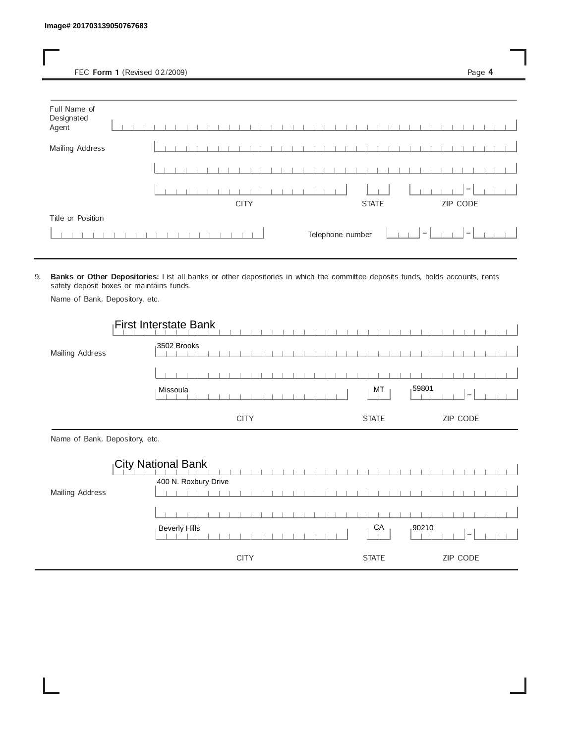Image# 201703139050767683

FEC **Form 1** (Revised 02/2009)

Full Name of Designated Agent

Mailing Address

CITY STATE ZIP CODE

Title or Position

Telephone number

9. **Banks or Other Depositories:** List all banks or other depositories in which the committee deposits funds, holds accounts, rents safety deposit boxes or maintains funds.

Name of Bank, Depository, etc.

First Interstate Bank

Mailing Address: 3502 Brooks

| CITY | STATE | ZIP CODE |
|---|---|---|
| Missoula | MT | 59801 |

Name of Bank, Depository, etc.

City National Bank

Mailing Address: 400 N. Roxbury Drive

| CITY | STATE | ZIP CODE |
|---|---|---|
| Beverly Hills | CA | 90210 |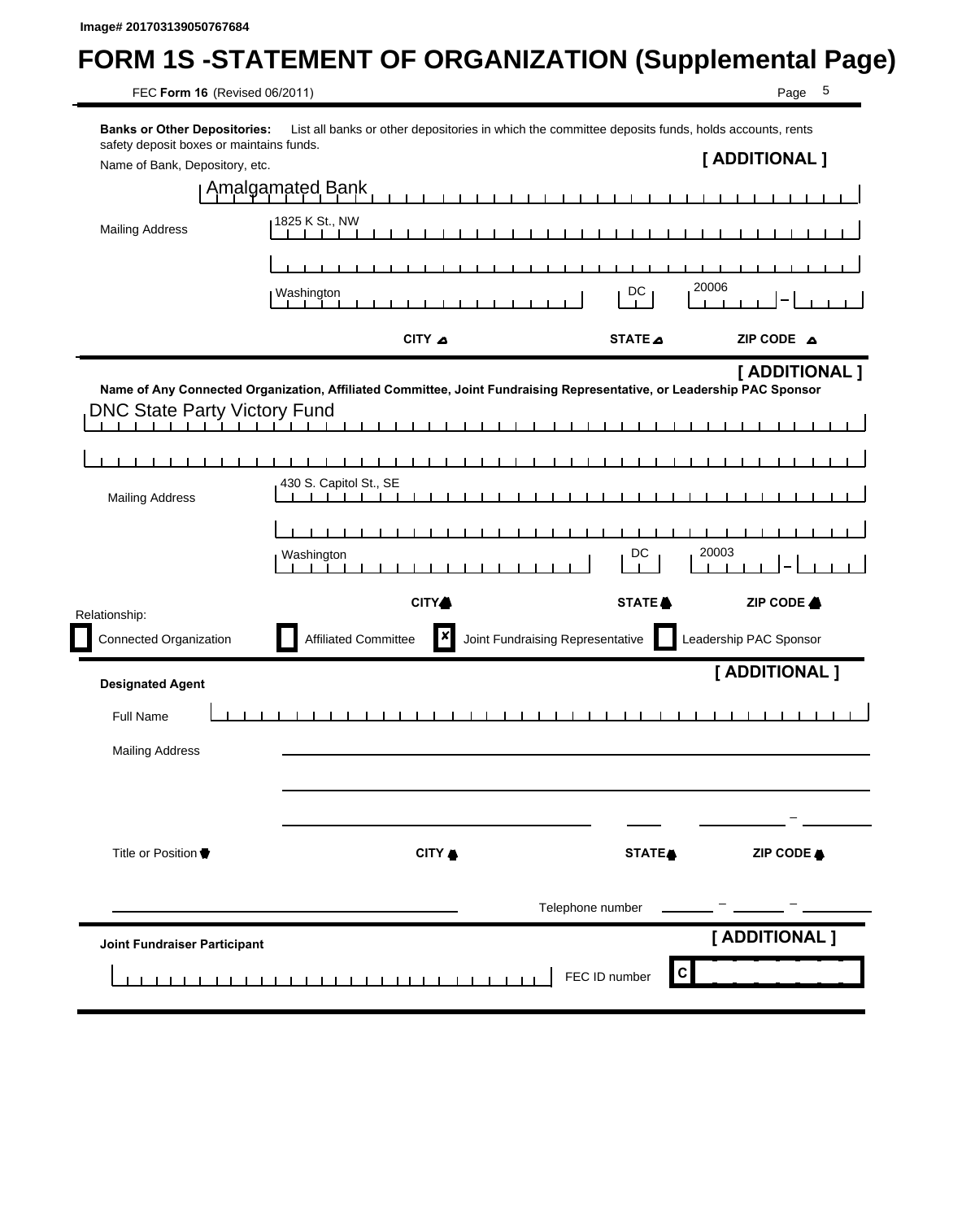Image# 201703139050767684

# FORM 1S -STATEMENT OF ORGANIZATION (Supplemental Page)

FEC **Form 16** (Revised 06/2011)

**Banks or Other Depositories:** List all banks or other depositories in which the committee deposits funds, holds accounts, rents safety deposit boxes or maintains funds.

**[ ADDITIONAL ]**

Name of Bank, Depository, etc.
Amalgamated Bank

Mailing Address
1825 K St., NW

Washington | DC | 20006 -

CITY | STATE | ZIP CODE

**[ ADDITIONAL ]**

**Name of Any Connected Organization, Affiliated Committee, Joint Fundraising Representative, or Leadership PAC Sponsor**

DNC State Party Victory Fund

Mailing Address
430 S. Capitol St., SE

Washington | DC | 20003 -

CITY | STATE | ZIP CODE

Relationship:

- [ ] Connected Organization
- [ ] Affiliated Committee
- [x] Joint Fundraising Representative
- [ ] Leadership PAC Sponsor

**Designated Agent** **[ ADDITIONAL ]**

Full Name

Mailing Address

Title or Position | CITY | STATE | ZIP CODE

Telephone number

**Joint Fundraiser Participant** **[ ADDITIONAL ]**

FEC ID number C